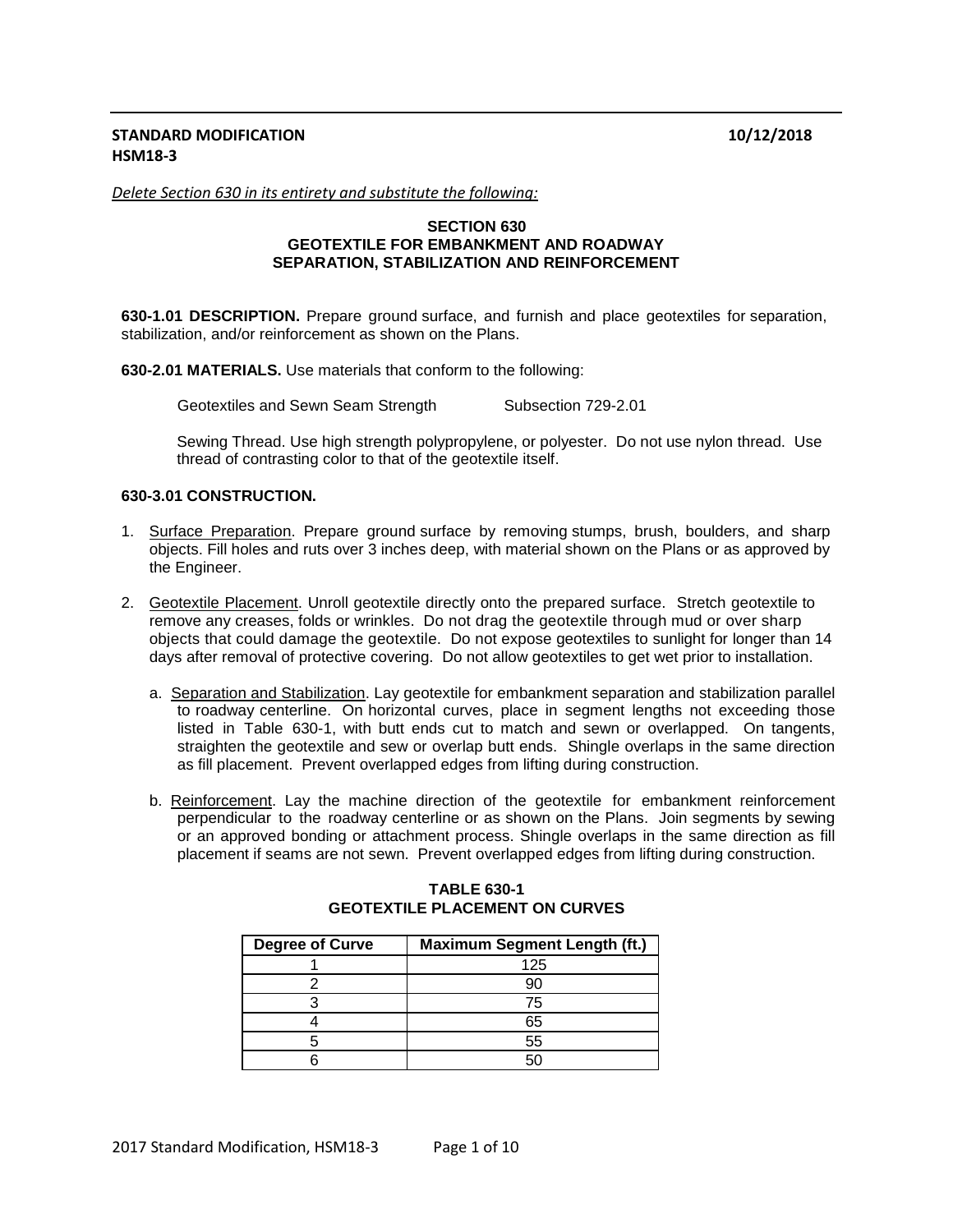**STANDARD MODIFICATION** **10/12/2018**
**HSM18-3**

*Delete Section 630 in its entirety and substitute the following:*

## SECTION 630
## GEOTEXTILE FOR EMBANKMENT AND ROADWAY SEPARATION, STABILIZATION AND REINFORCEMENT

**630-1.01 DESCRIPTION.** Prepare ground surface, and furnish and place geotextiles for separation, stabilization, and/or reinforcement as shown on the Plans.

**630-2.01 MATERIALS.** Use materials that conform to the following:

Geotextiles and Sewn Seam Strength Subsection 729-2.01

Sewing Thread. Use high strength polypropylene, or polyester. Do not use nylon thread. Use thread of contrasting color to that of the geotextile itself.

**630-3.01 CONSTRUCTION.**

1. Surface Preparation. Prepare ground surface by removing stumps, brush, boulders, and sharp objects. Fill holes and ruts over 3 inches deep, with material shown on the Plans or as approved by the Engineer.

2. Geotextile Placement. Unroll geotextile directly onto the prepared surface. Stretch geotextile to remove any creases, folds or wrinkles. Do not drag the geotextile through mud or over sharp objects that could damage the geotextile. Do not expose geotextiles to sunlight for longer than 14 days after removal of protective covering. Do not allow geotextiles to get wet prior to installation.

   a. Separation and Stabilization. Lay geotextile for embankment separation and stabilization parallel to roadway centerline. On horizontal curves, place in segment lengths not exceeding those listed in Table 630-1, with butt ends cut to match and sewn or overlapped. On tangents, straighten the geotextile and sew or overlap butt ends. Shingle overlaps in the same direction as fill placement. Prevent overlapped edges from lifting during construction.

   b. Reinforcement. Lay the machine direction of the geotextile for embankment reinforcement perpendicular to the roadway centerline or as shown on the Plans. Join segments by sewing or an approved bonding or attachment process. Shingle overlaps in the same direction as fill placement if seams are not sewn. Prevent overlapped edges from lifting during construction.

**TABLE 630-1**
**GEOTEXTILE PLACEMENT ON CURVES**

| Degree of Curve | Maximum Segment Length (ft.) |
|---|---|
| 1 | 125 |
| 2 | 90 |
| 3 | 75 |
| 4 | 65 |
| 5 | 55 |
| 6 | 50 |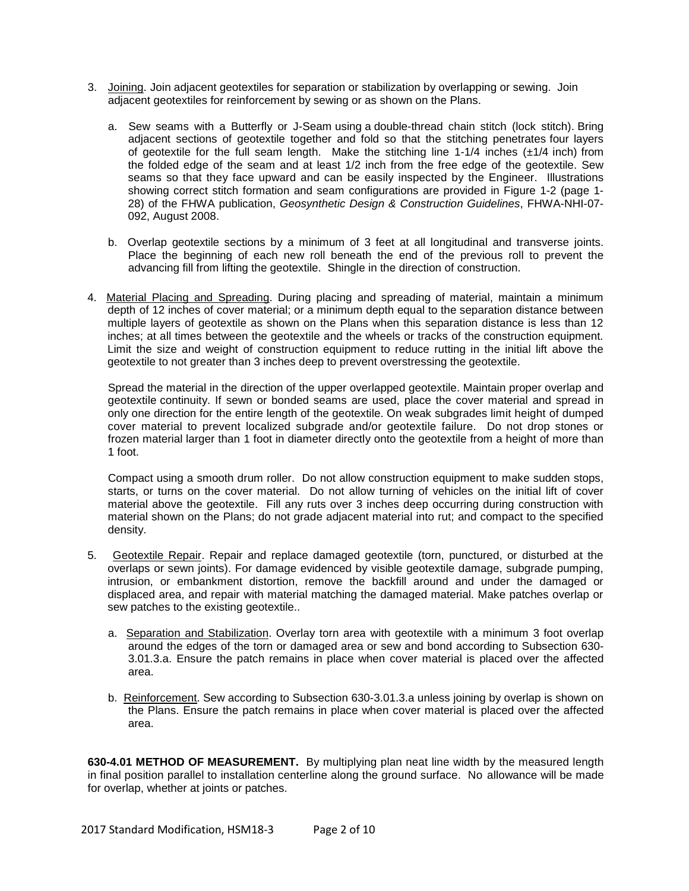3. Joining. Join adjacent geotextiles for separation or stabilization by overlapping or sewing. Join adjacent geotextiles for reinforcement by sewing or as shown on the Plans.

   a. Sew seams with a Butterfly or J-Seam using a double-thread chain stitch (lock stitch). Bring adjacent sections of geotextile together and fold so that the stitching penetrates four layers of geotextile for the full seam length. Make the stitching line 1-1/4 inches (±1/4 inch) from the folded edge of the seam and at least 1/2 inch from the free edge of the geotextile. Sew seams so that they face upward and can be easily inspected by the Engineer. Illustrations showing correct stitch formation and seam configurations are provided in Figure 1-2 (page 1-28) of the FHWA publication, *Geosynthetic Design & Construction Guidelines*, FHWA-NHI-07-092, August 2008.

   b. Overlap geotextile sections by a minimum of 3 feet at all longitudinal and transverse joints. Place the beginning of each new roll beneath the end of the previous roll to prevent the advancing fill from lifting the geotextile. Shingle in the direction of construction.

4. Material Placing and Spreading. During placing and spreading of material, maintain a minimum depth of 12 inches of cover material; or a minimum depth equal to the separation distance between multiple layers of geotextile as shown on the Plans when this separation distance is less than 12 inches; at all times between the geotextile and the wheels or tracks of the construction equipment. Limit the size and weight of construction equipment to reduce rutting in the initial lift above the geotextile to not greater than 3 inches deep to prevent overstressing the geotextile.

   Spread the material in the direction of the upper overlapped geotextile. Maintain proper overlap and geotextile continuity. If sewn or bonded seams are used, place the cover material and spread in only one direction for the entire length of the geotextile. On weak subgrades limit height of dumped cover material to prevent localized subgrade and/or geotextile failure. Do not drop stones or frozen material larger than 1 foot in diameter directly onto the geotextile from a height of more than 1 foot.

   Compact using a smooth drum roller. Do not allow construction equipment to make sudden stops, starts, or turns on the cover material. Do not allow turning of vehicles on the initial lift of cover material above the geotextile. Fill any ruts over 3 inches deep occurring during construction with material shown on the Plans; do not grade adjacent material into rut; and compact to the specified density.

5. Geotextile Repair. Repair and replace damaged geotextile (torn, punctured, or disturbed at the overlaps or sewn joints). For damage evidenced by visible geotextile damage, subgrade pumping, intrusion, or embankment distortion, remove the backfill around and under the damaged or displaced area, and repair with material matching the damaged material. Make patches overlap or sew patches to the existing geotextile..

   a. Separation and Stabilization. Overlay torn area with geotextile with a minimum 3 foot overlap around the edges of the torn or damaged area or sew and bond according to Subsection 630-3.01.3.a. Ensure the patch remains in place when cover material is placed over the affected area.

   b. Reinforcement. Sew according to Subsection 630-3.01.3.a unless joining by overlap is shown on the Plans. Ensure the patch remains in place when cover material is placed over the affected area.

**630-4.01 METHOD OF MEASUREMENT.** By multiplying plan neat line width by the measured length in final position parallel to installation centerline along the ground surface. No allowance will be made for overlap, whether at joints or patches.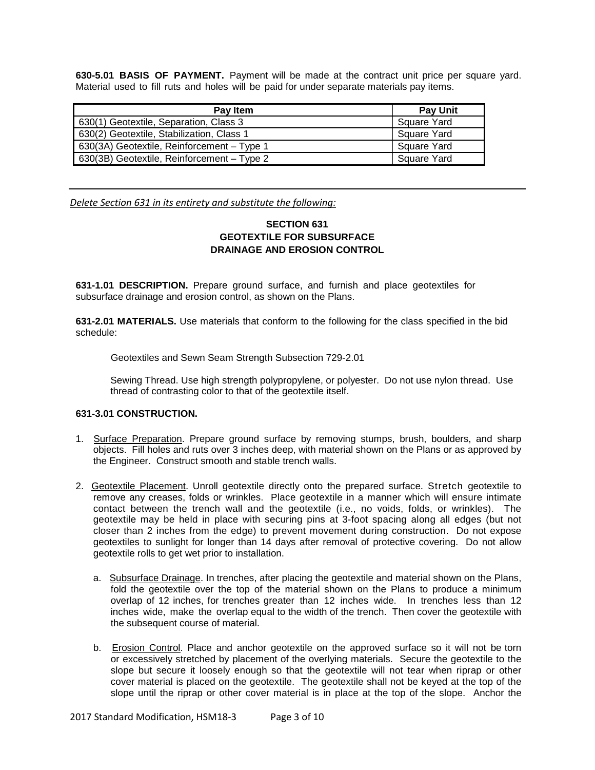**630-5.01 BASIS OF PAYMENT.** Payment will be made at the contract unit price per square yard. Material used to fill ruts and holes will be paid for under separate materials pay items.

| Pay Item | Pay Unit |
|---|---|
| 630(1) Geotextile, Separation, Class 3 | Square Yard |
| 630(2) Geotextile, Stabilization, Class 1 | Square Yard |
| 630(3A) Geotextile, Reinforcement – Type 1 | Square Yard |
| 630(3B) Geotextile, Reinforcement – Type 2 | Square Yard |

---

*Delete Section 631 in its entirety and substitute the following:*

## SECTION 631
## GEOTEXTILE FOR SUBSURFACE DRAINAGE AND EROSION CONTROL

**631-1.01 DESCRIPTION.** Prepare ground surface, and furnish and place geotextiles for subsurface drainage and erosion control, as shown on the Plans.

**631-2.01 MATERIALS.** Use materials that conform to the following for the class specified in the bid schedule:

Geotextiles and Sewn Seam Strength Subsection 729-2.01

Sewing Thread. Use high strength polypropylene, or polyester. Do not use nylon thread. Use thread of contrasting color to that of the geotextile itself.

**631-3.01 CONSTRUCTION.**

1. Surface Preparation. Prepare ground surface by removing stumps, brush, boulders, and sharp objects. Fill holes and ruts over 3 inches deep, with material shown on the Plans or as approved by the Engineer. Construct smooth and stable trench walls.

2. Geotextile Placement. Unroll geotextile directly onto the prepared surface. Stretch geotextile to remove any creases, folds or wrinkles. Place geotextile in a manner which will ensure intimate contact between the trench wall and the geotextile (i.e., no voids, folds, or wrinkles). The geotextile may be held in place with securing pins at 3-foot spacing along all edges (but not closer than 2 inches from the edge) to prevent movement during construction. Do not expose geotextiles to sunlight for longer than 14 days after removal of protective covering. Do not allow geotextile rolls to get wet prior to installation.

   a. Subsurface Drainage. In trenches, after placing the geotextile and material shown on the Plans, fold the geotextile over the top of the material shown on the Plans to produce a minimum overlap of 12 inches, for trenches greater than 12 inches wide. In trenches less than 12 inches wide, make the overlap equal to the width of the trench. Then cover the geotextile with the subsequent course of material.

   b. Erosion Control. Place and anchor geotextile on the approved surface so it will not be torn or excessively stretched by placement of the overlying materials. Secure the geotextile to the slope but secure it loosely enough so that the geotextile will not tear when riprap or other cover material is placed on the geotextile. The geotextile shall not be keyed at the top of the slope until the riprap or other cover material is in place at the top of the slope. Anchor the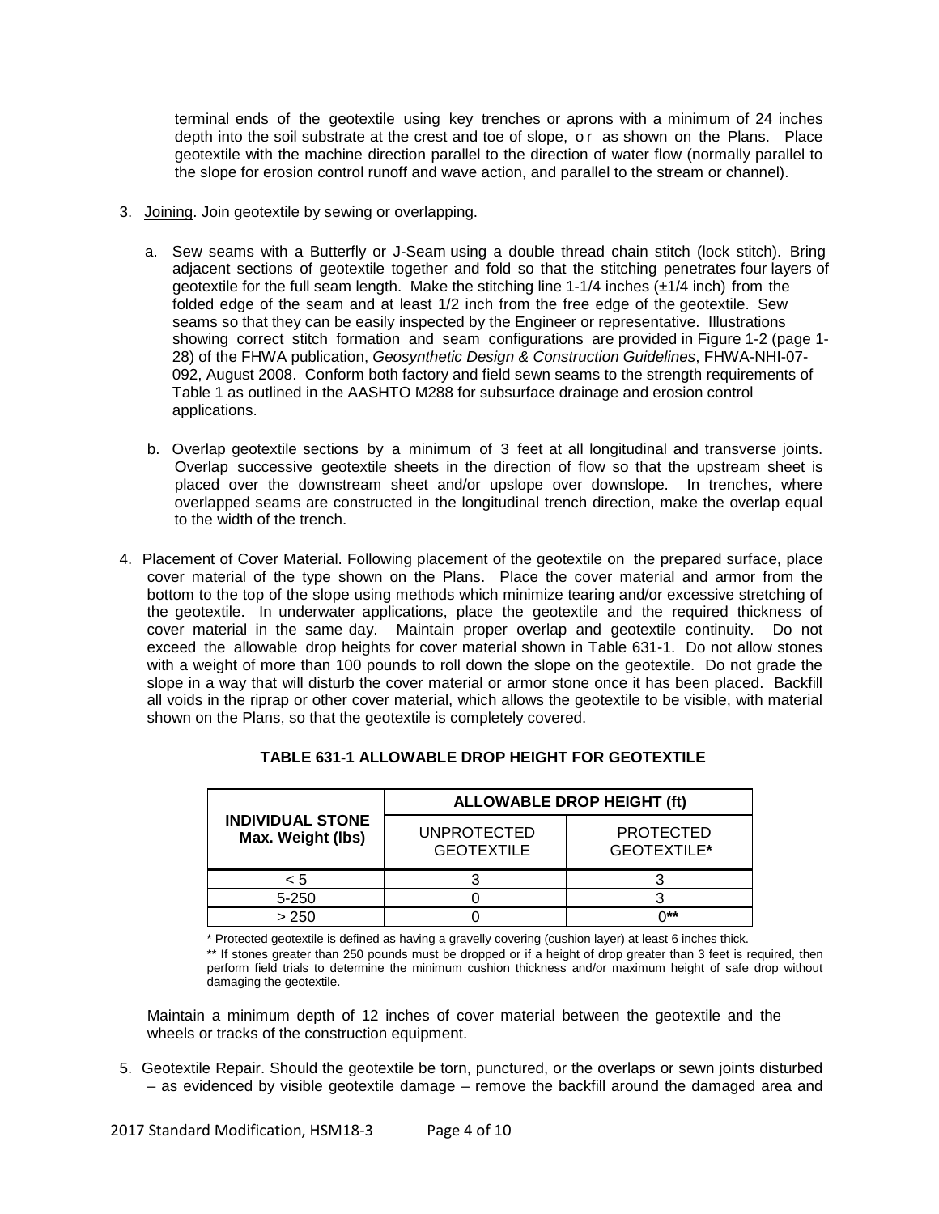terminal ends of the geotextile using key trenches or aprons with a minimum of 24 inches depth into the soil substrate at the crest and toe of slope, or as shown on the Plans. Place geotextile with the machine direction parallel to the direction of water flow (normally parallel to the slope for erosion control runoff and wave action, and parallel to the stream or channel).

3. Joining. Join geotextile by sewing or overlapping.

   a. Sew seams with a Butterfly or J-Seam using a double thread chain stitch (lock stitch). Bring adjacent sections of geotextile together and fold so that the stitching penetrates four layers of geotextile for the full seam length. Make the stitching line 1-1/4 inches (±1/4 inch) from the folded edge of the seam and at least 1/2 inch from the free edge of the geotextile. Sew seams so that they can be easily inspected by the Engineer or representative. Illustrations showing correct stitch formation and seam configurations are provided in Figure 1-2 (page 1-28) of the FHWA publication, *Geosynthetic Design & Construction Guidelines*, FHWA-NHI-07-092, August 2008. Conform both factory and field sewn seams to the strength requirements of Table 1 as outlined in the AASHTO M288 for subsurface drainage and erosion control applications.

   b. Overlap geotextile sections by a minimum of 3 feet at all longitudinal and transverse joints. Overlap successive geotextile sheets in the direction of flow so that the upstream sheet is placed over the downstream sheet and/or upslope over downslope. In trenches, where overlapped seams are constructed in the longitudinal trench direction, make the overlap equal to the width of the trench.

4. Placement of Cover Material. Following placement of the geotextile on the prepared surface, place cover material of the type shown on the Plans. Place the cover material and armor from the bottom to the top of the slope using methods which minimize tearing and/or excessive stretching of the geotextile. In underwater applications, place the geotextile and the required thickness of cover material in the same day. Maintain proper overlap and geotextile continuity. Do not exceed the allowable drop heights for cover material shown in Table 631-1. Do not allow stones with a weight of more than 100 pounds to roll down the slope on the geotextile. Do not grade the slope in a way that will disturb the cover material or armor stone once it has been placed. Backfill all voids in the riprap or other cover material, which allows the geotextile to be visible, with material shown on the Plans, so that the geotextile is completely covered.

**TABLE 631-1 ALLOWABLE DROP HEIGHT FOR GEOTEXTILE**

| INDIVIDUAL STONE Max. Weight (lbs) | ALLOWABLE DROP HEIGHT (ft) | |
|---|---|---|
| | UNPROTECTED GEOTEXTILE | PROTECTED GEOTEXTILE* |
| < 5 | 3 | 3 |
| 5-250 | 0 | 3 |
| > 250 | 0 | 0** |

\* Protected geotextile is defined as having a gravelly covering (cushion layer) at least 6 inches thick.

\** If stones greater than 250 pounds must be dropped or if a height of drop greater than 3 feet is required, then perform field trials to determine the minimum cushion thickness and/or maximum height of safe drop without damaging the geotextile.

Maintain a minimum depth of 12 inches of cover material between the geotextile and the wheels or tracks of the construction equipment.

5. Geotextile Repair. Should the geotextile be torn, punctured, or the overlaps or sewn joints disturbed – as evidenced by visible geotextile damage – remove the backfill around the damaged area and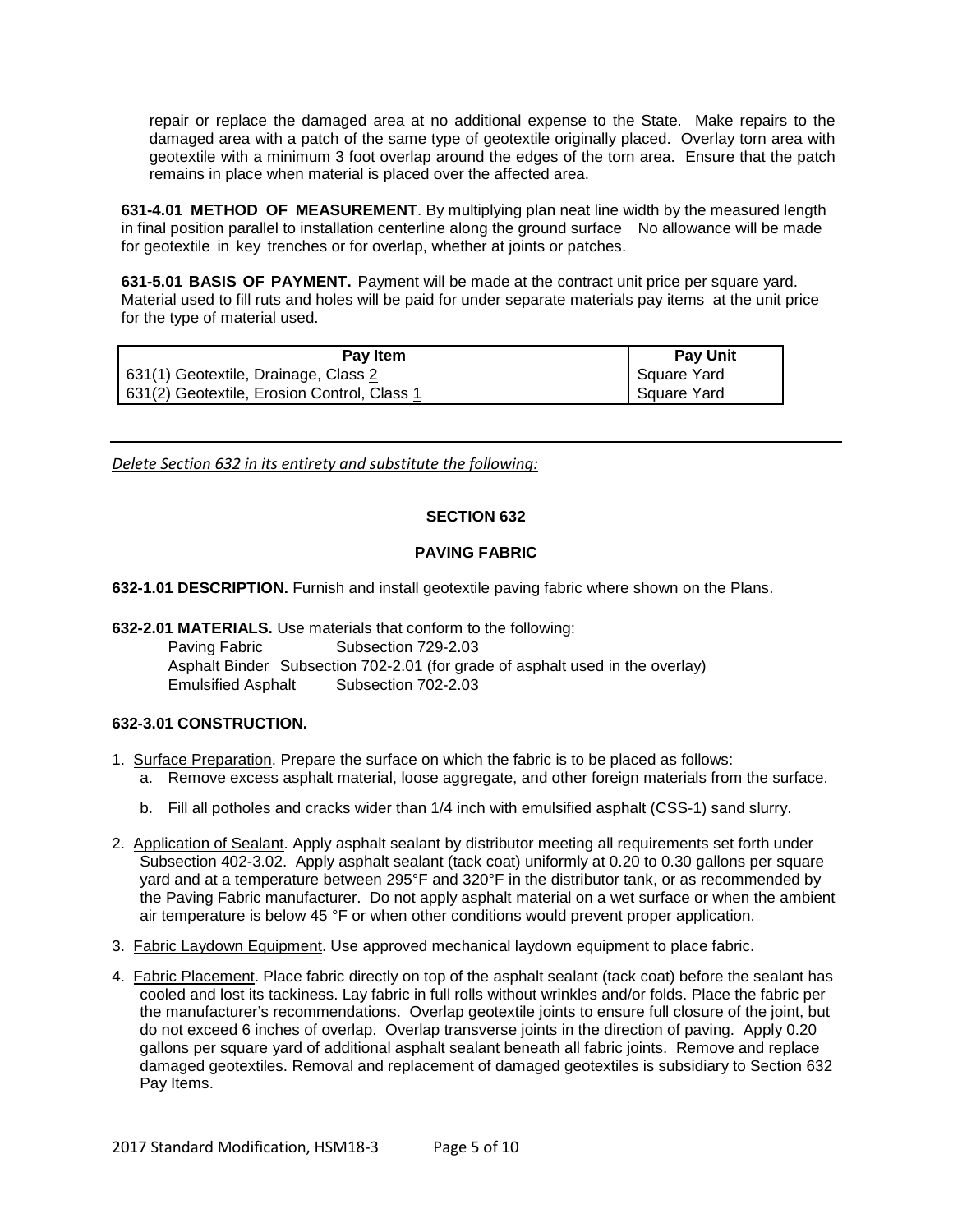repair or replace the damaged area at no additional expense to the State. Make repairs to the damaged area with a patch of the same type of geotextile originally placed. Overlay torn area with geotextile with a minimum 3 foot overlap around the edges of the torn area. Ensure that the patch remains in place when material is placed over the affected area.

**631-4.01 METHOD OF MEASUREMENT**. By multiplying plan neat line width by the measured length in final position parallel to installation centerline along the ground surface No allowance will be made for geotextile in key trenches or for overlap, whether at joints or patches.

**631-5.01 BASIS OF PAYMENT.** Payment will be made at the contract unit price per square yard. Material used to fill ruts and holes will be paid for under separate materials pay items at the unit price for the type of material used.

| Pay Item | Pay Unit |
|---|---|
| 631(1) Geotextile, Drainage, Class <u>2</u> | Square Yard |
| 631(2) Geotextile, Erosion Control, Class <u>1</u> | Square Yard |

---

*<u>Delete Section 632 in its entirety and substitute the following:</u>*

## SECTION 632

## PAVING FABRIC

**632-1.01 DESCRIPTION.** Furnish and install geotextile paving fabric where shown on the Plans.

**632-2.01 MATERIALS.** Use materials that conform to the following:

Paving Fabric Subsection 729-2.03
Asphalt Binder Subsection 702-2.01 (for grade of asphalt used in the overlay)
Emulsified Asphalt Subsection 702-2.03

**632-3.01 CONSTRUCTION.**

1. <u>Surface Preparation</u>. Prepare the surface on which the fabric is to be placed as follows:
   a. Remove excess asphalt material, loose aggregate, and other foreign materials from the surface.
   b. Fill all potholes and cracks wider than 1/4 inch with emulsified asphalt (CSS-1) sand slurry.
2. <u>Application of Sealant</u>. Apply asphalt sealant by distributor meeting all requirements set forth under Subsection 402-3.02. Apply asphalt sealant (tack coat) uniformly at 0.20 to 0.30 gallons per square yard and at a temperature between 295°F and 320°F in the distributor tank, or as recommended by the Paving Fabric manufacturer. Do not apply asphalt material on a wet surface or when the ambient air temperature is below 45 °F or when other conditions would prevent proper application.
3. <u>Fabric Laydown Equipment</u>. Use approved mechanical laydown equipment to place fabric.
4. <u>Fabric Placement</u>. Place fabric directly on top of the asphalt sealant (tack coat) before the sealant has cooled and lost its tackiness. Lay fabric in full rolls without wrinkles and/or folds. Place the fabric per the manufacturer's recommendations. Overlap geotextile joints to ensure full closure of the joint, but do not exceed 6 inches of overlap. Overlap transverse joints in the direction of paving. Apply 0.20 gallons per square yard of additional asphalt sealant beneath all fabric joints. Remove and replace damaged geotextiles. Removal and replacement of damaged geotextiles is subsidiary to Section 632 Pay Items.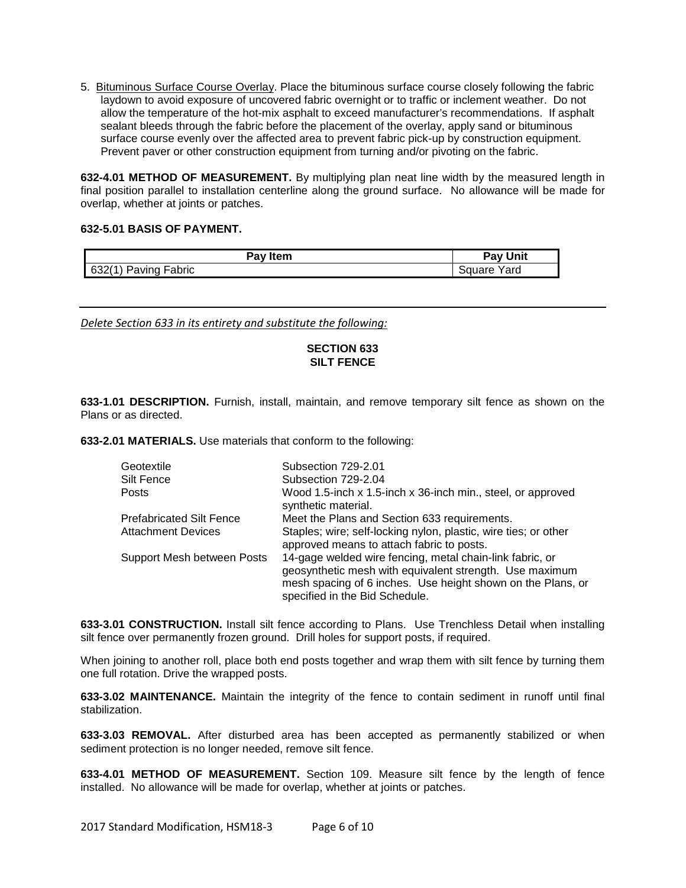5. Bituminous Surface Course Overlay. Place the bituminous surface course closely following the fabric laydown to avoid exposure of uncovered fabric overnight or to traffic or inclement weather. Do not allow the temperature of the hot-mix asphalt to exceed manufacturer's recommendations. If asphalt sealant bleeds through the fabric before the placement of the overlay, apply sand or bituminous surface course evenly over the affected area to prevent fabric pick-up by construction equipment. Prevent paver or other construction equipment from turning and/or pivoting on the fabric.

**632-4.01 METHOD OF MEASUREMENT.** By multiplying plan neat line width by the measured length in final position parallel to installation centerline along the ground surface. No allowance will be made for overlap, whether at joints or patches.

**632-5.01 BASIS OF PAYMENT.**

| Pay Item | Pay Unit |
|---|---|
| 632(1) Paving Fabric | Square Yard |

---

*Delete Section 633 in its entirety and substitute the following:*

## SECTION 633
## SILT FENCE

**633-1.01 DESCRIPTION.** Furnish, install, maintain, and remove temporary silt fence as shown on the Plans or as directed.

**633-2.01 MATERIALS.** Use materials that conform to the following:

| | |
|---|---|
| Geotextile | Subsection 729-2.01 |
| Silt Fence | Subsection 729-2.04 |
| Posts | Wood 1.5-inch x 1.5-inch x 36-inch min., steel, or approved synthetic material. |
| Prefabricated Silt Fence | Meet the Plans and Section 633 requirements. |
| Attachment Devices | Staples; wire; self-locking nylon, plastic, wire ties; or other approved means to attach fabric to posts. |
| Support Mesh between Posts | 14-gage welded wire fencing, metal chain-link fabric, or geosynthetic mesh with equivalent strength. Use maximum mesh spacing of 6 inches. Use height shown on the Plans, or specified in the Bid Schedule. |

**633-3.01 CONSTRUCTION.** Install silt fence according to Plans. Use Trenchless Detail when installing silt fence over permanently frozen ground. Drill holes for support posts, if required.

When joining to another roll, place both end posts together and wrap them with silt fence by turning them one full rotation. Drive the wrapped posts.

**633-3.02 MAINTENANCE.** Maintain the integrity of the fence to contain sediment in runoff until final stabilization.

**633-3.03 REMOVAL.** After disturbed area has been accepted as permanently stabilized or when sediment protection is no longer needed, remove silt fence.

**633-4.01 METHOD OF MEASUREMENT.** Section 109. Measure silt fence by the length of fence installed. No allowance will be made for overlap, whether at joints or patches.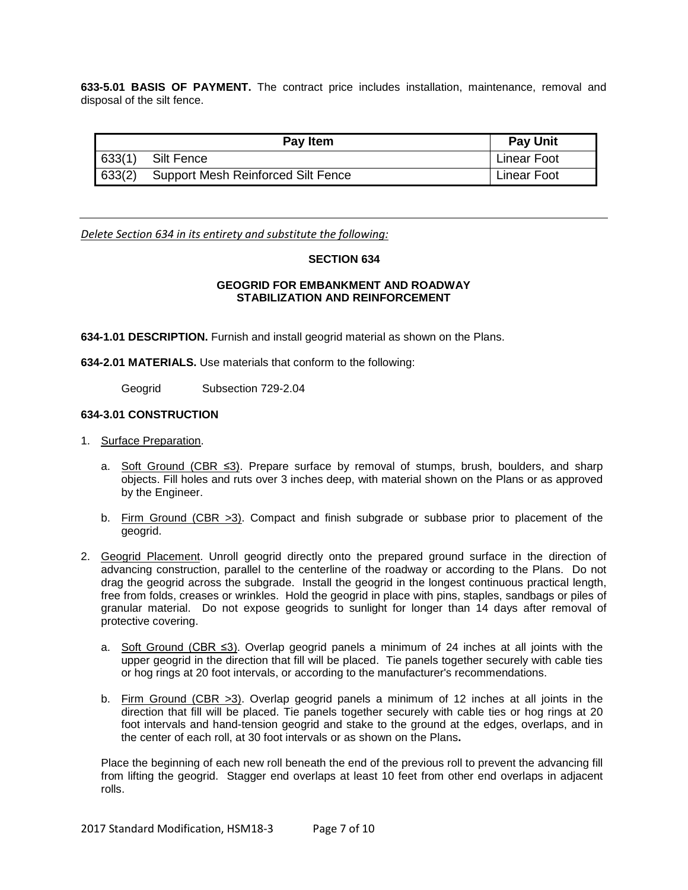**633-5.01 BASIS OF PAYMENT.** The contract price includes installation, maintenance, removal and disposal of the silt fence.

| Pay Item | | Pay Unit |
|---|---|---|
| 633(1) | Silt Fence | Linear Foot |
| 633(2) | Support Mesh Reinforced Silt Fence | Linear Foot |

---

*Delete Section 634 in its entirety and substitute the following:*

## SECTION 634

### GEOGRID FOR EMBANKMENT AND ROADWAY STABILIZATION AND REINFORCEMENT

**634-1.01 DESCRIPTION.** Furnish and install geogrid material as shown on the Plans.

**634-2.01 MATERIALS.** Use materials that conform to the following:

Geogrid Subsection 729-2.04

**634-3.01 CONSTRUCTION**

1. Surface Preparation.

   a. Soft Ground (CBR ≤3). Prepare surface by removal of stumps, brush, boulders, and sharp objects. Fill holes and ruts over 3 inches deep, with material shown on the Plans or as approved by the Engineer.

   b. Firm Ground (CBR >3). Compact and finish subgrade or subbase prior to placement of the geogrid.

2. Geogrid Placement. Unroll geogrid directly onto the prepared ground surface in the direction of advancing construction, parallel to the centerline of the roadway or according to the Plans. Do not drag the geogrid across the subgrade. Install the geogrid in the longest continuous practical length, free from folds, creases or wrinkles. Hold the geogrid in place with pins, staples, sandbags or piles of granular material. Do not expose geogrids to sunlight for longer than 14 days after removal of protective covering.

   a. Soft Ground (CBR ≤3). Overlap geogrid panels a minimum of 24 inches at all joints with the upper geogrid in the direction that fill will be placed. Tie panels together securely with cable ties or hog rings at 20 foot intervals, or according to the manufacturer's recommendations.

   b. Firm Ground (CBR >3). Overlap geogrid panels a minimum of 12 inches at all joints in the direction that fill will be placed. Tie panels together securely with cable ties or hog rings at 20 foot intervals and hand-tension geogrid and stake to the ground at the edges, overlaps, and in the center of each roll, at 30 foot intervals or as shown on the Plans**.**

   Place the beginning of each new roll beneath the end of the previous roll to prevent the advancing fill from lifting the geogrid. Stagger end overlaps at least 10 feet from other end overlaps in adjacent rolls.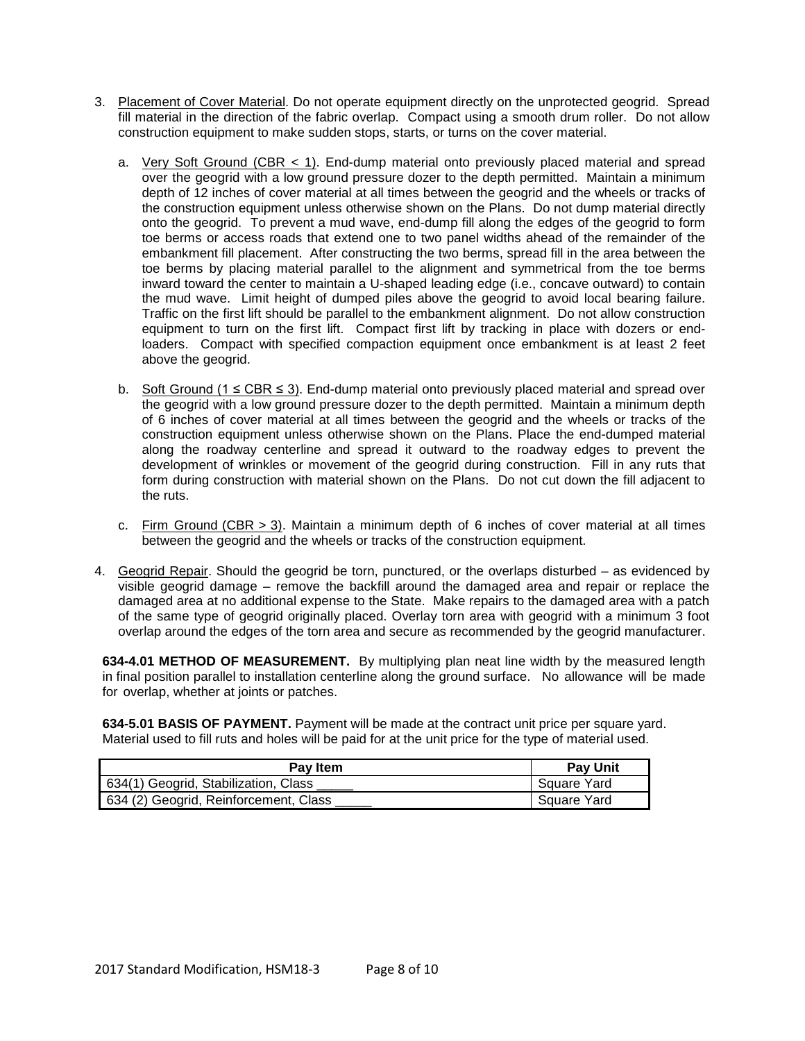3. Placement of Cover Material. Do not operate equipment directly on the unprotected geogrid. Spread fill material in the direction of the fabric overlap. Compact using a smooth drum roller. Do not allow construction equipment to make sudden stops, starts, or turns on the cover material.

   a. Very Soft Ground (CBR < 1). End-dump material onto previously placed material and spread over the geogrid with a low ground pressure dozer to the depth permitted. Maintain a minimum depth of 12 inches of cover material at all times between the geogrid and the wheels or tracks of the construction equipment unless otherwise shown on the Plans. Do not dump material directly onto the geogrid. To prevent a mud wave, end-dump fill along the edges of the geogrid to form toe berms or access roads that extend one to two panel widths ahead of the remainder of the embankment fill placement. After constructing the two berms, spread fill in the area between the toe berms by placing material parallel to the alignment and symmetrical from the toe berms inward toward the center to maintain a U-shaped leading edge (i.e., concave outward) to contain the mud wave. Limit height of dumped piles above the geogrid to avoid local bearing failure. Traffic on the first lift should be parallel to the embankment alignment. Do not allow construction equipment to turn on the first lift. Compact first lift by tracking in place with dozers or end-loaders. Compact with specified compaction equipment once embankment is at least 2 feet above the geogrid.

   b. Soft Ground (1 ≤ CBR ≤ 3). End-dump material onto previously placed material and spread over the geogrid with a low ground pressure dozer to the depth permitted. Maintain a minimum depth of 6 inches of cover material at all times between the geogrid and the wheels or tracks of the construction equipment unless otherwise shown on the Plans. Place the end-dumped material along the roadway centerline and spread it outward to the roadway edges to prevent the development of wrinkles or movement of the geogrid during construction. Fill in any ruts that form during construction with material shown on the Plans. Do not cut down the fill adjacent to the ruts.

   c. Firm Ground (CBR > 3). Maintain a minimum depth of 6 inches of cover material at all times between the geogrid and the wheels or tracks of the construction equipment.

4. Geogrid Repair. Should the geogrid be torn, punctured, or the overlaps disturbed – as evidenced by visible geogrid damage – remove the backfill around the damaged area and repair or replace the damaged area at no additional expense to the State. Make repairs to the damaged area with a patch of the same type of geogrid originally placed. Overlay torn area with geogrid with a minimum 3 foot overlap around the edges of the torn area and secure as recommended by the geogrid manufacturer.

**634-4.01 METHOD OF MEASUREMENT.** By multiplying plan neat line width by the measured length in final position parallel to installation centerline along the ground surface. No allowance will be made for overlap, whether at joints or patches.

**634-5.01 BASIS OF PAYMENT.** Payment will be made at the contract unit price per square yard. Material used to fill ruts and holes will be paid for at the unit price for the type of material used.

| Pay Item | Pay Unit |
|---|---|
| 634(1) Geogrid, Stabilization, Class _____ | Square Yard |
| 634 (2) Geogrid, Reinforcement, Class _____ | Square Yard |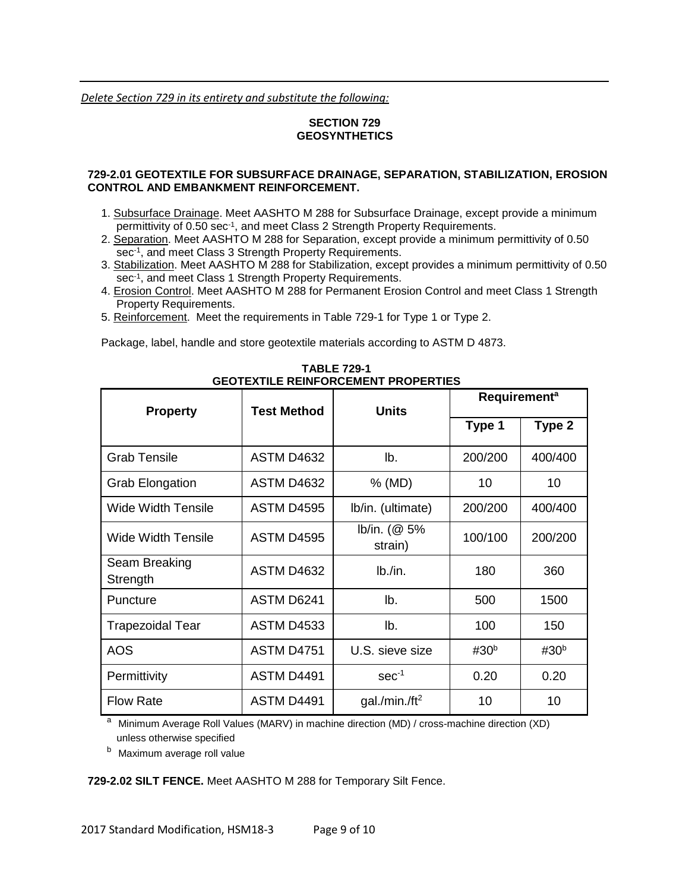*Delete Section 729 in its entirety and substitute the following:*

## SECTION 729
## GEOSYNTHETICS

### 729-2.01 GEOTEXTILE FOR SUBSURFACE DRAINAGE, SEPARATION, STABILIZATION, EROSION CONTROL AND EMBANKMENT REINFORCEMENT.

1. Subsurface Drainage. Meet AASHTO M 288 for Subsurface Drainage, except provide a minimum permittivity of 0.50 $sec^{-1}$, and meet Class 2 Strength Property Requirements.
2. Separation. Meet AASHTO M 288 for Separation, except provide a minimum permittivity of 0.50 $sec^{-1}$, and meet Class 3 Strength Property Requirements.
3. Stabilization. Meet AASHTO M 288 for Stabilization, except provides a minimum permittivity of 0.50 $sec^{-1}$, and meet Class 1 Strength Property Requirements.
4. Erosion Control. Meet AASHTO M 288 for Permanent Erosion Control and meet Class 1 Strength Property Requirements.
5. Reinforcement. Meet the requirements in Table 729-1 for Type 1 or Type 2.

Package, label, handle and store geotextile materials according to ASTM D 4873.

**TABLE 729-1**
**GEOTEXTILE REINFORCEMENT PROPERTIES**

| Property | Test Method | Units | Requirement[a] | |
|---|---|---|---|---|
| | | | Type 1 | Type 2 |
| Grab Tensile | ASTM D4632 | lb. | 200/200 | 400/400 |
| Grab Elongation | ASTM D4632 | % (MD) | 10 | 10 |
| Wide Width Tensile | ASTM D4595 | lb/in. (ultimate) | 200/200 | 400/400 |
| Wide Width Tensile | ASTM D4595 | lb/in. (@ 5% strain) | 100/100 | 200/200 |
| Seam Breaking Strength | ASTM D4632 | lb./in. | 180 | 360 |
| Puncture | ASTM D6241 | lb. | 500 | 1500 |
| Trapezoidal Tear | ASTM D4533 | lb. | 100 | 150 |
| AOS | ASTM D4751 | U.S. sieve size | #30[b] | #30[b] |
| Permittivity | ASTM D4491 | $sec^{-1}$ | 0.20 | 0.20 |
| Flow Rate | ASTM D4491 | gal./min./$ft^2$ | 10 | 10 |

[a] Minimum Average Roll Values (MARV) in machine direction (MD) / cross-machine direction (XD) unless otherwise specified

[b] Maximum average roll value

**729-2.02 SILT FENCE.** Meet AASHTO M 288 for Temporary Silt Fence.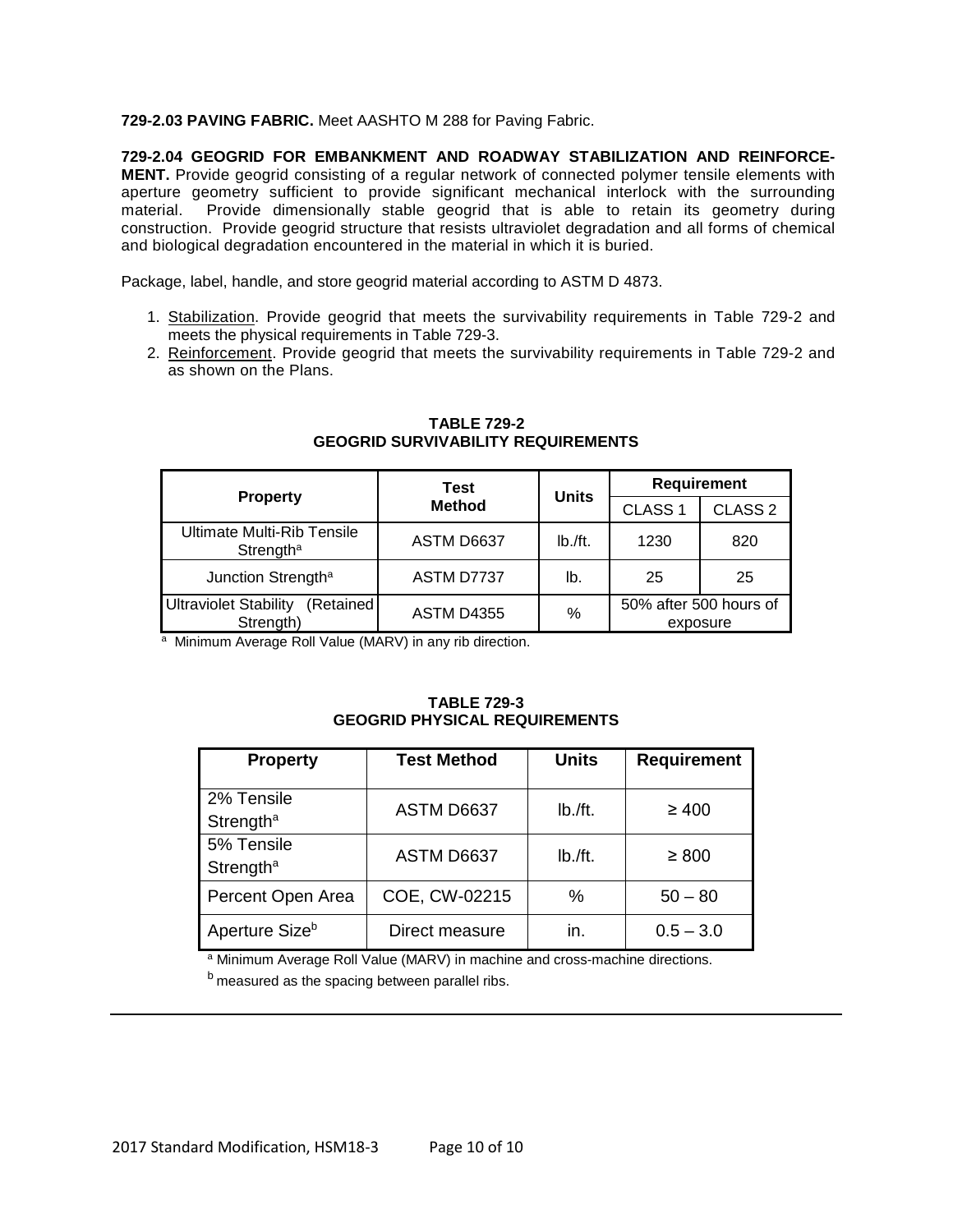**729-2.03 PAVING FABRIC.** Meet AASHTO M 288 for Paving Fabric.

**729-2.04 GEOGRID FOR EMBANKMENT AND ROADWAY STABILIZATION AND REINFORCEMENT.** Provide geogrid consisting of a regular network of connected polymer tensile elements with aperture geometry sufficient to provide significant mechanical interlock with the surrounding material. Provide dimensionally stable geogrid that is able to retain its geometry during construction. Provide geogrid structure that resists ultraviolet degradation and all forms of chemical and biological degradation encountered in the material in which it is buried.

Package, label, handle, and store geogrid material according to ASTM D 4873.

1. Stabilization. Provide geogrid that meets the survivability requirements in Table 729-2 and meets the physical requirements in Table 729-3.
2. Reinforcement. Provide geogrid that meets the survivability requirements in Table 729-2 and as shown on the Plans.

**TABLE 729-2**
**GEOGRID SURVIVABILITY REQUIREMENTS**

| Property | Test Method | Units | Requirement | |
|---|---|---|---|---|
| | | | CLASS 1 | CLASS 2 |
| Ultimate Multi-Rib Tensile Strength[a] | ASTM D6637 | lb./ft. | 1230 | 820 |
| Junction Strength[a] | ASTM D7737 | lb. | 25 | 25 |
| Ultraviolet Stability (Retained Strength) | ASTM D4355 | % | 50% after 500 hours of exposure | |

[a] Minimum Average Roll Value (MARV) in any rib direction.

**TABLE 729-3**
**GEOGRID PHYSICAL REQUIREMENTS**

| Property | Test Method | Units | Requirement |
|---|---|---|---|
| 2% Tensile Strength[a] | ASTM D6637 | lb./ft. | ≥ 400 |
| 5% Tensile Strength[a] | ASTM D6637 | lb./ft. | ≥ 800 |
| Percent Open Area | COE, CW-02215 | % | 50 – 80 |
| Aperture Size[b] | Direct measure | in. | 0.5 – 3.0 |

[a] Minimum Average Roll Value (MARV) in machine and cross-machine directions.

[b] measured as the spacing between parallel ribs.